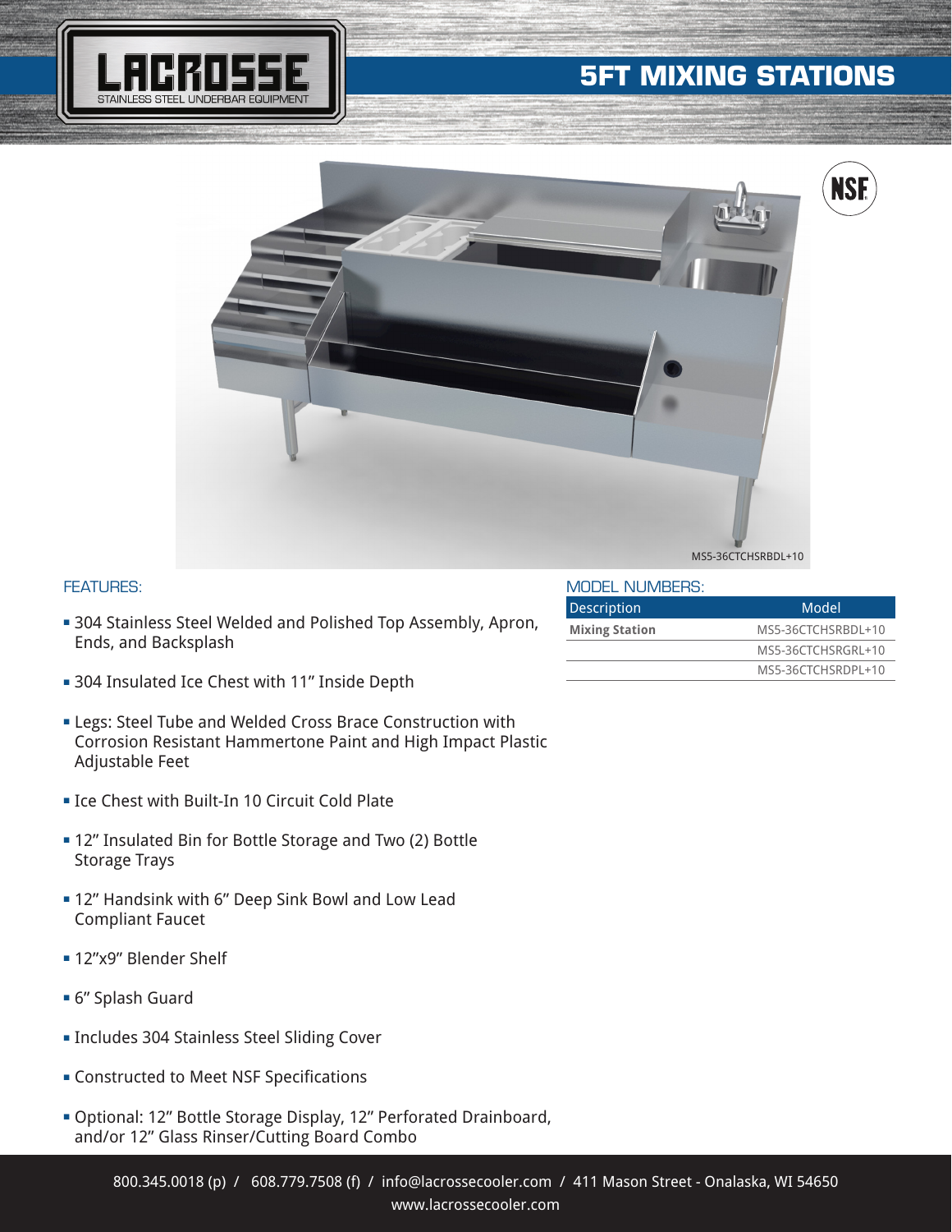LACROSSE
STAINLESS STEEL UNDERBAR EQUIPMENT

# 5FT MIXING STATIONS

NSF

MS5-36CTCHSRBDL+10

## FEATURES:

- 304 Stainless Steel Welded and Polished Top Assembly, Apron, Ends, and Backsplash
- 304 Insulated Ice Chest with 11" Inside Depth
- Legs: Steel Tube and Welded Cross Brace Construction with Corrosion Resistant Hammertone Paint and High Impact Plastic Adjustable Feet
- Ice Chest with Built-In 10 Circuit Cold Plate
- 12" Insulated Bin for Bottle Storage and Two (2) Bottle Storage Trays
- 12" Handsink with 6" Deep Sink Bowl and Low Lead Compliant Faucet
- 12"x9" Blender Shelf
- 6" Splash Guard
- Includes 304 Stainless Steel Sliding Cover
- Constructed to Meet NSF Specifications
- Optional: 12" Bottle Storage Display, 12" Perforated Drainboard, and/or 12" Glass Rinser/Cutting Board Combo

## MODEL NUMBERS:

| Description | Model |
|---|---|
| **Mixing Station** | MS5-36CTCHSRBDL+10 |
| | MS5-36CTCHSRGRL+10 |
| | MS5-36CTCHSRDPL+10 |

800.345.0018 (p) / 608.779.7508 (f) / info@lacrossecooler.com / 411 Mason Street - Onalaska, WI 54650
www.lacrossecooler.com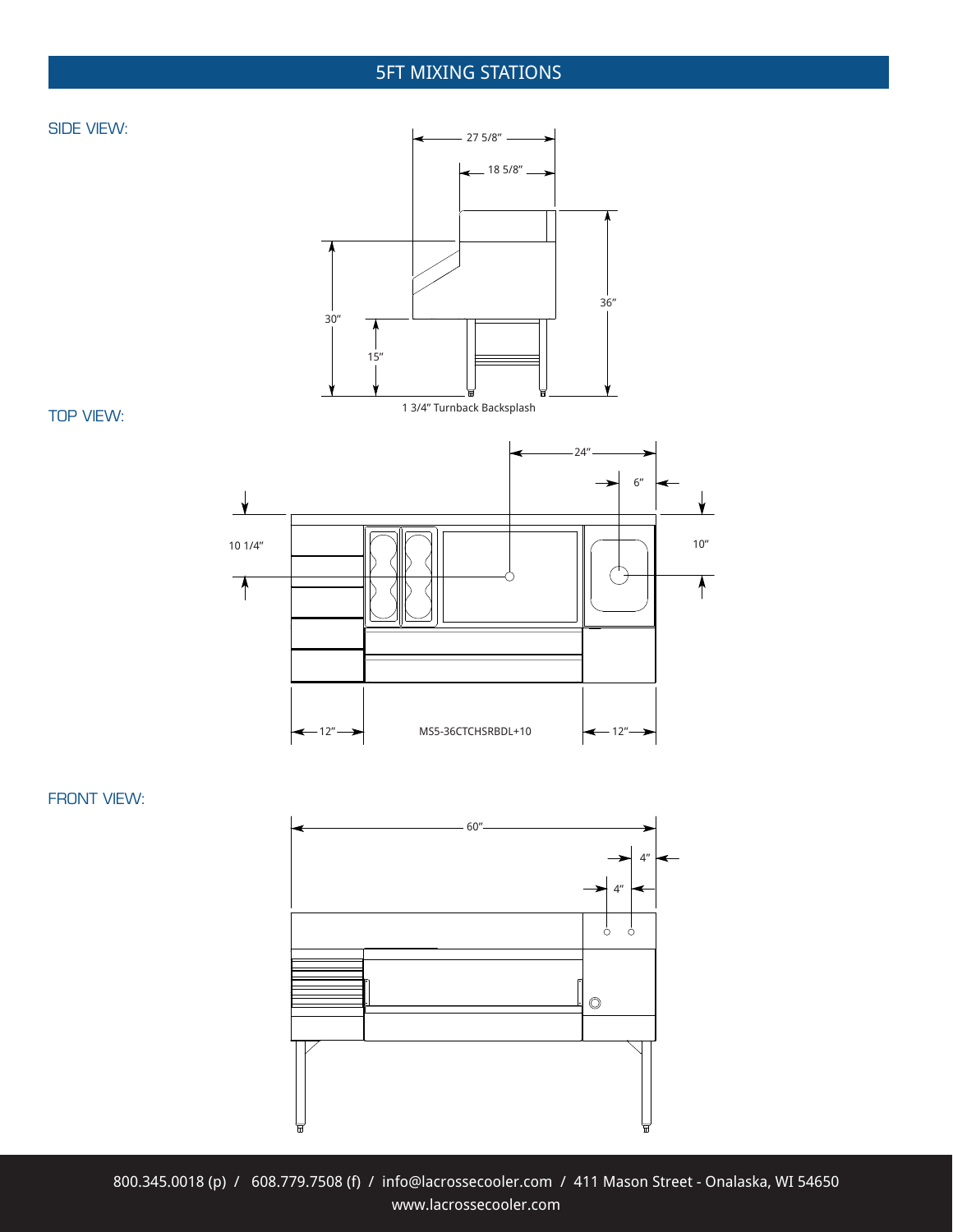# 5FT MIXING STATIONS

## SIDE VIEW:

27 5/8"

18 5/8"

30"

15"

36"

1 3/4" Turnback Backsplash

## TOP VIEW:

24"

6"

10 1/4"

10"

12"

MS5-36CTCHSRBDL+10

12"

## FRONT VIEW:

60"

4"

4"

800.345.0018 (p) / 608.779.7508 (f) / info@lacrossecooler.com / 411 Mason Street - Onalaska, WI 54650
www.lacrossecooler.com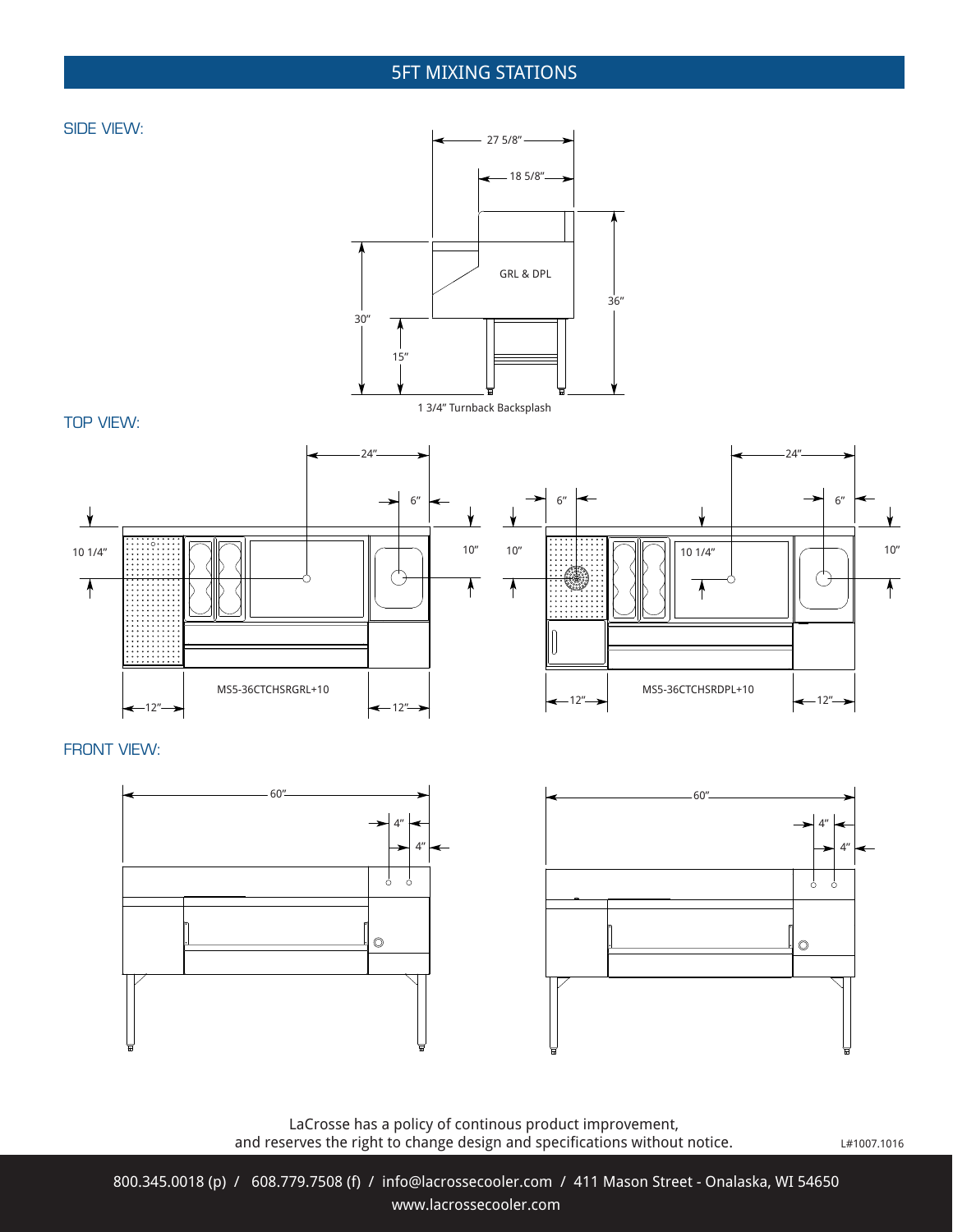## 5FT MIXING STATIONS

### SIDE VIEW:

27 5/8"

18 5/8"

GRL & DPL

36"

30"

15"

1 3/4" Turnback Backsplash

### TOP VIEW:

24"

6"

10 1/4"

10"

MS5-36CTCHSRGRL+10

12"

12"

24"

6"

6"

10"

10 1/4"

10"

MS5-36CTCHSRDPL+10

12"

12"

### FRONT VIEW:

60"

4"

4"

60"

4"

4"

LaCrosse has a policy of continous product improvement,
and reserves the right to change design and specifications without notice.

L#1007.1016

800.345.0018 (p) / 608.779.7508 (f) / info@lacrossecooler.com / 411 Mason Street - Onalaska, WI 54650
www.lacrossecooler.com